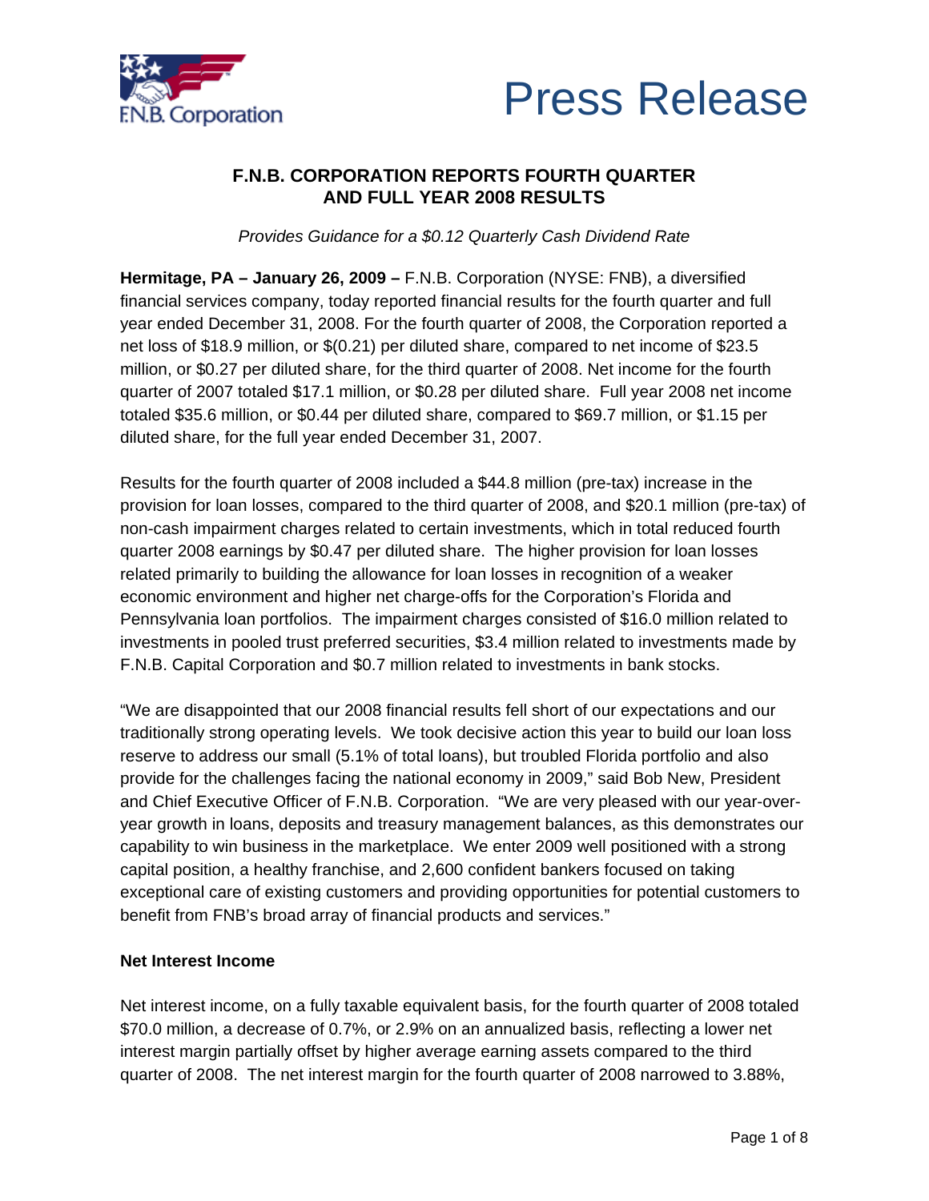# Press Release

## F.N.B. CORPORATION REPORTS FOURTH QUARTER AND FULL YEAR 2008 RESULTS

*Provides Guidance for a $0.12 Quarterly Cash Dividend Rate*

**Hermitage, PA – January 26, 2009 –** F.N.B. Corporation (NYSE: FNB), a diversified financial services company, today reported financial results for the fourth quarter and full year ended December 31, 2008. For the fourth quarter of 2008, the Corporation reported a net loss of $18.9 million, or $(0.21) per diluted share, compared to net income of $23.5 million, or $0.27 per diluted share, for the third quarter of 2008. Net income for the fourth quarter of 2007 totaled $17.1 million, or $0.28 per diluted share. Full year 2008 net income totaled $35.6 million, or $0.44 per diluted share, compared to $69.7 million, or $1.15 per diluted share, for the full year ended December 31, 2007.

Results for the fourth quarter of 2008 included a $44.8 million (pre-tax) increase in the provision for loan losses, compared to the third quarter of 2008, and $20.1 million (pre-tax) of non-cash impairment charges related to certain investments, which in total reduced fourth quarter 2008 earnings by $0.47 per diluted share. The higher provision for loan losses related primarily to building the allowance for loan losses in recognition of a weaker economic environment and higher net charge-offs for the Corporation's Florida and Pennsylvania loan portfolios. The impairment charges consisted of $16.0 million related to investments in pooled trust preferred securities, $3.4 million related to investments made by F.N.B. Capital Corporation and $0.7 million related to investments in bank stocks.

"We are disappointed that our 2008 financial results fell short of our expectations and our traditionally strong operating levels. We took decisive action this year to build our loan loss reserve to address our small (5.1% of total loans), but troubled Florida portfolio and also provide for the challenges facing the national economy in 2009," said Bob New, President and Chief Executive Officer of F.N.B. Corporation. "We are very pleased with our year-over-year growth in loans, deposits and treasury management balances, as this demonstrates our capability to win business in the marketplace. We enter 2009 well positioned with a strong capital position, a healthy franchise, and 2,600 confident bankers focused on taking exceptional care of existing customers and providing opportunities for potential customers to benefit from FNB's broad array of financial products and services."

**Net Interest Income**

Net interest income, on a fully taxable equivalent basis, for the fourth quarter of 2008 totaled $70.0 million, a decrease of 0.7%, or 2.9% on an annualized basis, reflecting a lower net interest margin partially offset by higher average earning assets compared to the third quarter of 2008. The net interest margin for the fourth quarter of 2008 narrowed to 3.88%,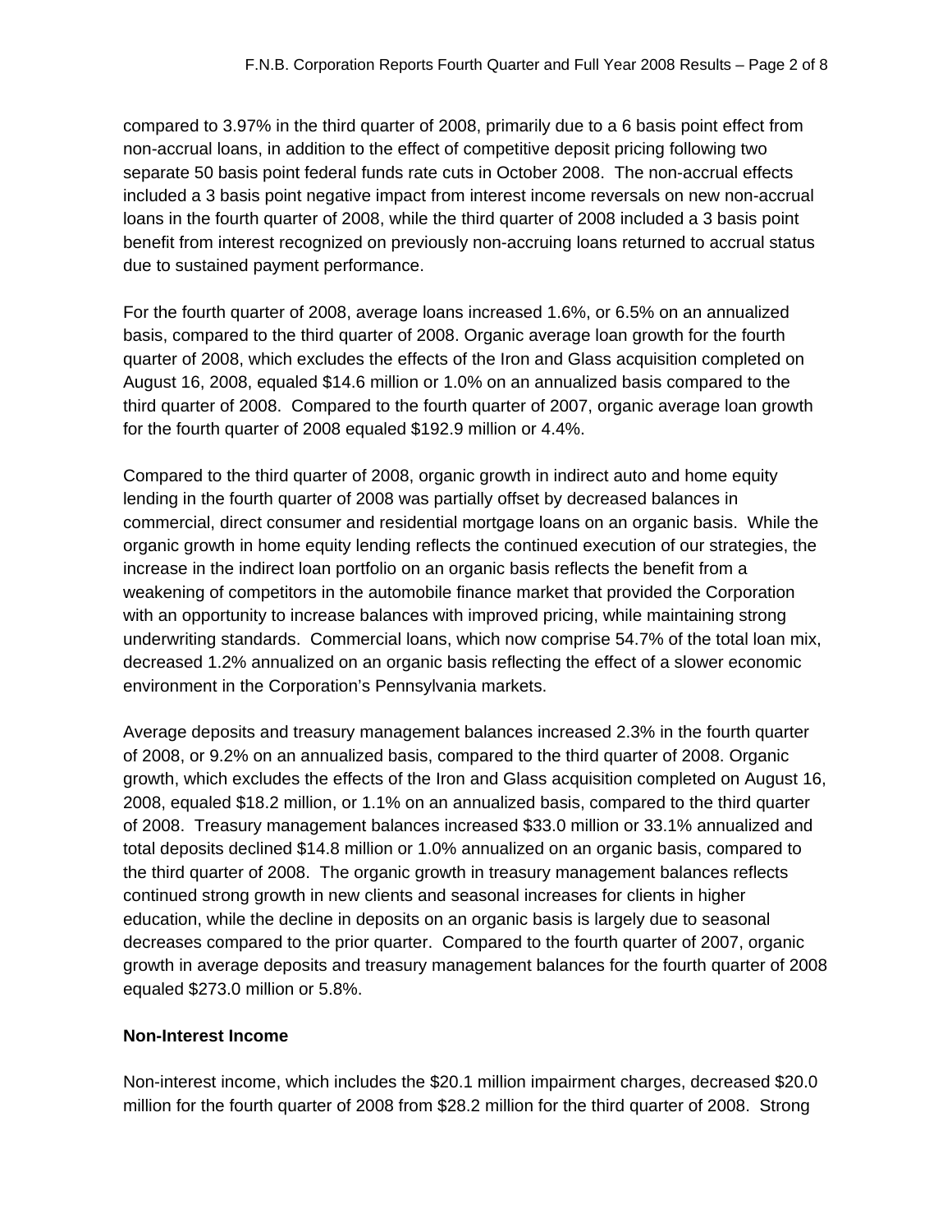compared to 3.97% in the third quarter of 2008, primarily due to a 6 basis point effect from non-accrual loans, in addition to the effect of competitive deposit pricing following two separate 50 basis point federal funds rate cuts in October 2008. The non-accrual effects included a 3 basis point negative impact from interest income reversals on new non-accrual loans in the fourth quarter of 2008, while the third quarter of 2008 included a 3 basis point benefit from interest recognized on previously non-accruing loans returned to accrual status due to sustained payment performance.

For the fourth quarter of 2008, average loans increased 1.6%, or 6.5% on an annualized basis, compared to the third quarter of 2008. Organic average loan growth for the fourth quarter of 2008, which excludes the effects of the Iron and Glass acquisition completed on August 16, 2008, equaled $14.6 million or 1.0% on an annualized basis compared to the third quarter of 2008. Compared to the fourth quarter of 2007, organic average loan growth for the fourth quarter of 2008 equaled $192.9 million or 4.4%.

Compared to the third quarter of 2008, organic growth in indirect auto and home equity lending in the fourth quarter of 2008 was partially offset by decreased balances in commercial, direct consumer and residential mortgage loans on an organic basis. While the organic growth in home equity lending reflects the continued execution of our strategies, the increase in the indirect loan portfolio on an organic basis reflects the benefit from a weakening of competitors in the automobile finance market that provided the Corporation with an opportunity to increase balances with improved pricing, while maintaining strong underwriting standards. Commercial loans, which now comprise 54.7% of the total loan mix, decreased 1.2% annualized on an organic basis reflecting the effect of a slower economic environment in the Corporation's Pennsylvania markets.

Average deposits and treasury management balances increased 2.3% in the fourth quarter of 2008, or 9.2% on an annualized basis, compared to the third quarter of 2008. Organic growth, which excludes the effects of the Iron and Glass acquisition completed on August 16, 2008, equaled $18.2 million, or 1.1% on an annualized basis, compared to the third quarter of 2008. Treasury management balances increased $33.0 million or 33.1% annualized and total deposits declined $14.8 million or 1.0% annualized on an organic basis, compared to the third quarter of 2008. The organic growth in treasury management balances reflects continued strong growth in new clients and seasonal increases for clients in higher education, while the decline in deposits on an organic basis is largely due to seasonal decreases compared to the prior quarter. Compared to the fourth quarter of 2007, organic growth in average deposits and treasury management balances for the fourth quarter of 2008 equaled $273.0 million or 5.8%.

**Non-Interest Income**

Non-interest income, which includes the $20.1 million impairment charges, decreased $20.0 million for the fourth quarter of 2008 from $28.2 million for the third quarter of 2008. Strong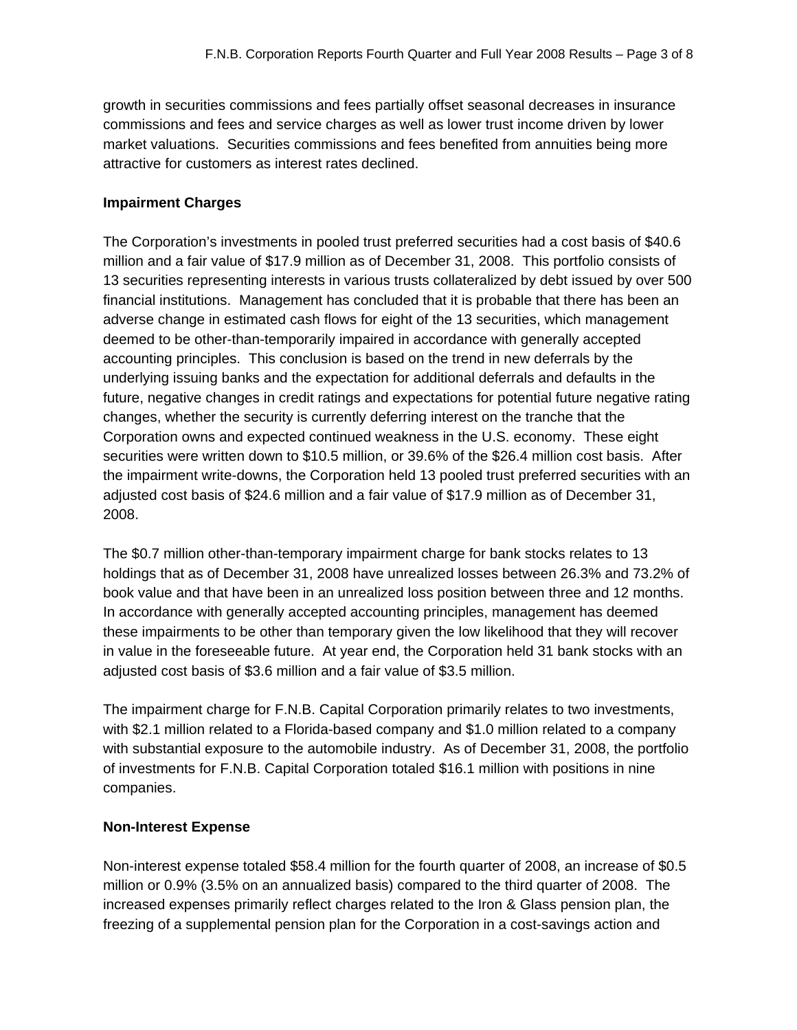growth in securities commissions and fees partially offset seasonal decreases in insurance commissions and fees and service charges as well as lower trust income driven by lower market valuations. Securities commissions and fees benefited from annuities being more attractive for customers as interest rates declined.

**Impairment Charges**

The Corporation's investments in pooled trust preferred securities had a cost basis of $40.6 million and a fair value of $17.9 million as of December 31, 2008. This portfolio consists of 13 securities representing interests in various trusts collateralized by debt issued by over 500 financial institutions. Management has concluded that it is probable that there has been an adverse change in estimated cash flows for eight of the 13 securities, which management deemed to be other-than-temporarily impaired in accordance with generally accepted accounting principles. This conclusion is based on the trend in new deferrals by the underlying issuing banks and the expectation for additional deferrals and defaults in the future, negative changes in credit ratings and expectations for potential future negative rating changes, whether the security is currently deferring interest on the tranche that the Corporation owns and expected continued weakness in the U.S. economy. These eight securities were written down to $10.5 million, or 39.6% of the $26.4 million cost basis. After the impairment write-downs, the Corporation held 13 pooled trust preferred securities with an adjusted cost basis of $24.6 million and a fair value of $17.9 million as of December 31, 2008.

The $0.7 million other-than-temporary impairment charge for bank stocks relates to 13 holdings that as of December 31, 2008 have unrealized losses between 26.3% and 73.2% of book value and that have been in an unrealized loss position between three and 12 months. In accordance with generally accepted accounting principles, management has deemed these impairments to be other than temporary given the low likelihood that they will recover in value in the foreseeable future. At year end, the Corporation held 31 bank stocks with an adjusted cost basis of $3.6 million and a fair value of $3.5 million.

The impairment charge for F.N.B. Capital Corporation primarily relates to two investments, with $2.1 million related to a Florida-based company and $1.0 million related to a company with substantial exposure to the automobile industry. As of December 31, 2008, the portfolio of investments for F.N.B. Capital Corporation totaled $16.1 million with positions in nine companies.

**Non-Interest Expense**

Non-interest expense totaled $58.4 million for the fourth quarter of 2008, an increase of $0.5 million or 0.9% (3.5% on an annualized basis) compared to the third quarter of 2008. The increased expenses primarily reflect charges related to the Iron & Glass pension plan, the freezing of a supplemental pension plan for the Corporation in a cost-savings action and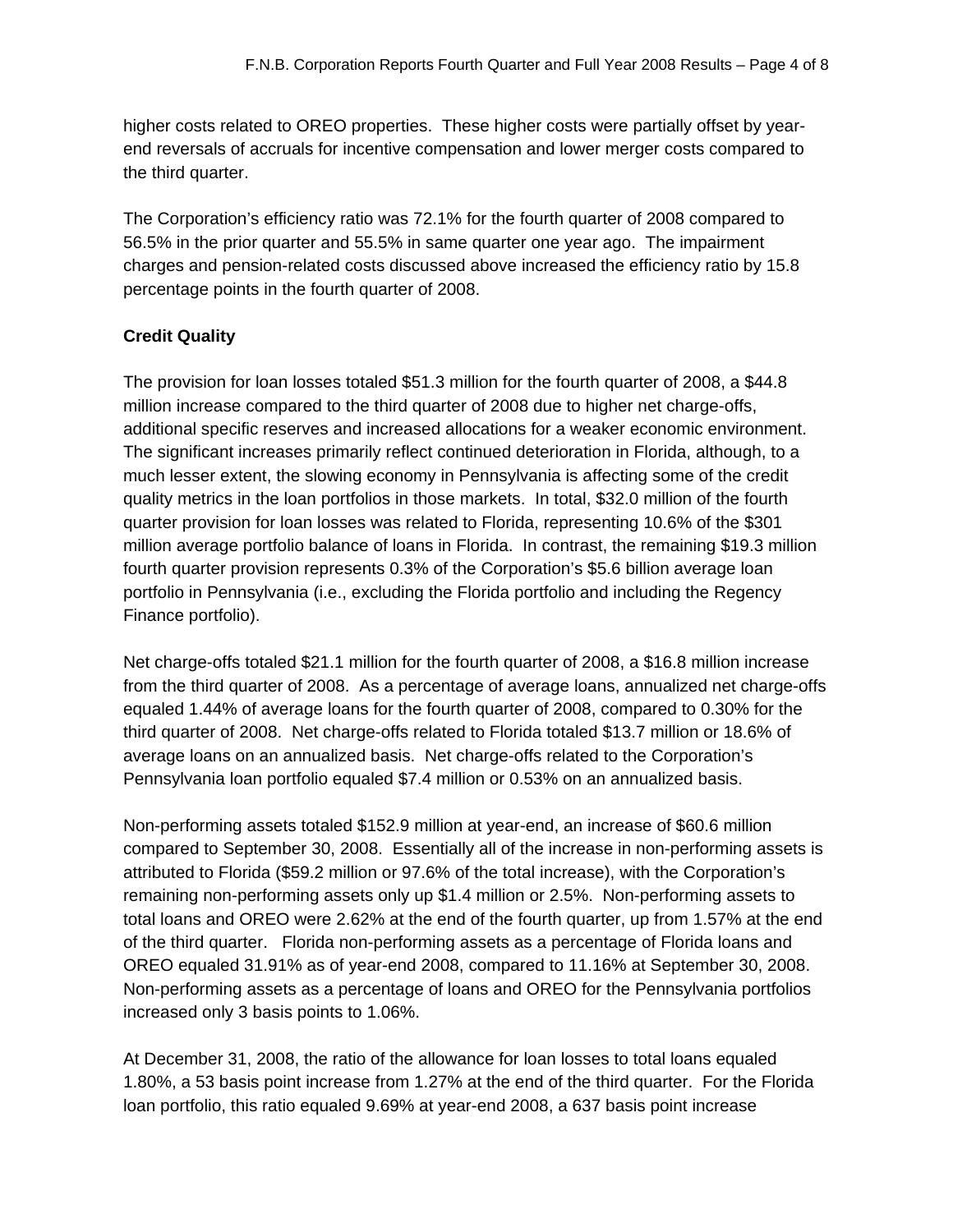higher costs related to OREO properties. These higher costs were partially offset by year-end reversals of accruals for incentive compensation and lower merger costs compared to the third quarter.

The Corporation's efficiency ratio was 72.1% for the fourth quarter of 2008 compared to 56.5% in the prior quarter and 55.5% in same quarter one year ago. The impairment charges and pension-related costs discussed above increased the efficiency ratio by 15.8 percentage points in the fourth quarter of 2008.

**Credit Quality**

The provision for loan losses totaled $51.3 million for the fourth quarter of 2008, a $44.8 million increase compared to the third quarter of 2008 due to higher net charge-offs, additional specific reserves and increased allocations for a weaker economic environment. The significant increases primarily reflect continued deterioration in Florida, although, to a much lesser extent, the slowing economy in Pennsylvania is affecting some of the credit quality metrics in the loan portfolios in those markets. In total, $32.0 million of the fourth quarter provision for loan losses was related to Florida, representing 10.6% of the $301 million average portfolio balance of loans in Florida. In contrast, the remaining $19.3 million fourth quarter provision represents 0.3% of the Corporation's $5.6 billion average loan portfolio in Pennsylvania (i.e., excluding the Florida portfolio and including the Regency Finance portfolio).

Net charge-offs totaled $21.1 million for the fourth quarter of 2008, a $16.8 million increase from the third quarter of 2008. As a percentage of average loans, annualized net charge-offs equaled 1.44% of average loans for the fourth quarter of 2008, compared to 0.30% for the third quarter of 2008. Net charge-offs related to Florida totaled $13.7 million or 18.6% of average loans on an annualized basis. Net charge-offs related to the Corporation's Pennsylvania loan portfolio equaled $7.4 million or 0.53% on an annualized basis.

Non-performing assets totaled $152.9 million at year-end, an increase of $60.6 million compared to September 30, 2008. Essentially all of the increase in non-performing assets is attributed to Florida ($59.2 million or 97.6% of the total increase), with the Corporation's remaining non-performing assets only up $1.4 million or 2.5%. Non-performing assets to total loans and OREO were 2.62% at the end of the fourth quarter, up from 1.57% at the end of the third quarter. Florida non-performing assets as a percentage of Florida loans and OREO equaled 31.91% as of year-end 2008, compared to 11.16% at September 30, 2008. Non-performing assets as a percentage of loans and OREO for the Pennsylvania portfolios increased only 3 basis points to 1.06%.

At December 31, 2008, the ratio of the allowance for loan losses to total loans equaled 1.80%, a 53 basis point increase from 1.27% at the end of the third quarter. For the Florida loan portfolio, this ratio equaled 9.69% at year-end 2008, a 637 basis point increase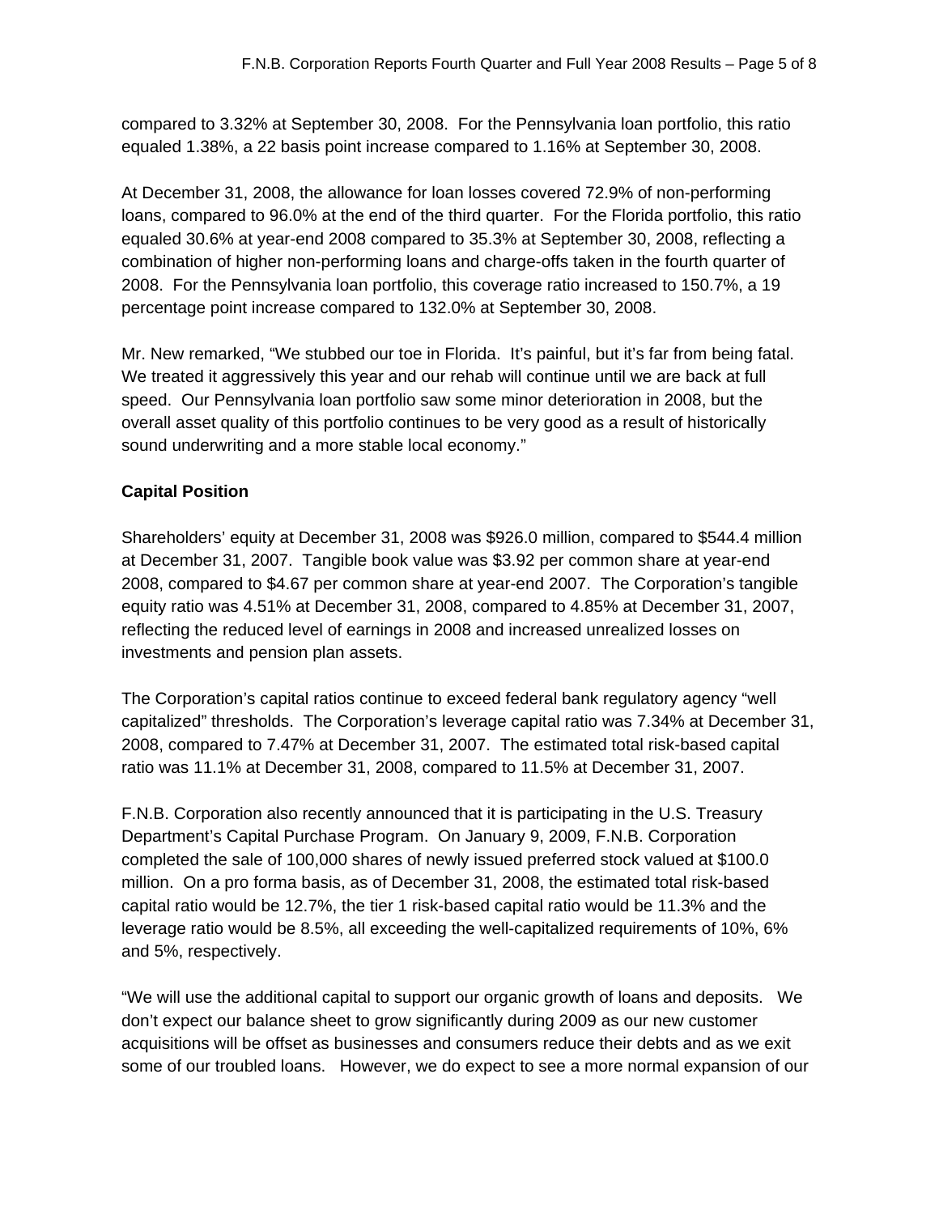compared to 3.32% at September 30, 2008. For the Pennsylvania loan portfolio, this ratio equaled 1.38%, a 22 basis point increase compared to 1.16% at September 30, 2008.

At December 31, 2008, the allowance for loan losses covered 72.9% of non-performing loans, compared to 96.0% at the end of the third quarter. For the Florida portfolio, this ratio equaled 30.6% at year-end 2008 compared to 35.3% at September 30, 2008, reflecting a combination of higher non-performing loans and charge-offs taken in the fourth quarter of 2008. For the Pennsylvania loan portfolio, this coverage ratio increased to 150.7%, a 19 percentage point increase compared to 132.0% at September 30, 2008.

Mr. New remarked, "We stubbed our toe in Florida. It's painful, but it's far from being fatal. We treated it aggressively this year and our rehab will continue until we are back at full speed. Our Pennsylvania loan portfolio saw some minor deterioration in 2008, but the overall asset quality of this portfolio continues to be very good as a result of historically sound underwriting and a more stable local economy."

**Capital Position**

Shareholders' equity at December 31, 2008 was $926.0 million, compared to $544.4 million at December 31, 2007. Tangible book value was $3.92 per common share at year-end 2008, compared to $4.67 per common share at year-end 2007. The Corporation's tangible equity ratio was 4.51% at December 31, 2008, compared to 4.85% at December 31, 2007, reflecting the reduced level of earnings in 2008 and increased unrealized losses on investments and pension plan assets.

The Corporation's capital ratios continue to exceed federal bank regulatory agency "well capitalized" thresholds. The Corporation's leverage capital ratio was 7.34% at December 31, 2008, compared to 7.47% at December 31, 2007. The estimated total risk-based capital ratio was 11.1% at December 31, 2008, compared to 11.5% at December 31, 2007.

F.N.B. Corporation also recently announced that it is participating in the U.S. Treasury Department's Capital Purchase Program. On January 9, 2009, F.N.B. Corporation completed the sale of 100,000 shares of newly issued preferred stock valued at $100.0 million. On a pro forma basis, as of December 31, 2008, the estimated total risk-based capital ratio would be 12.7%, the tier 1 risk-based capital ratio would be 11.3% and the leverage ratio would be 8.5%, all exceeding the well-capitalized requirements of 10%, 6% and 5%, respectively.

"We will use the additional capital to support our organic growth of loans and deposits. We don't expect our balance sheet to grow significantly during 2009 as our new customer acquisitions will be offset as businesses and consumers reduce their debts and as we exit some of our troubled loans. However, we do expect to see a more normal expansion of our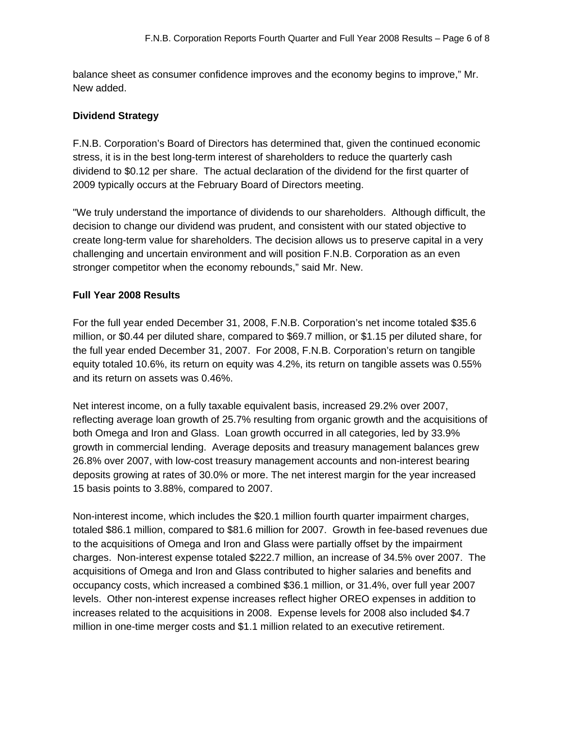balance sheet as consumer confidence improves and the economy begins to improve," Mr. New added.

**Dividend Strategy**

F.N.B. Corporation's Board of Directors has determined that, given the continued economic stress, it is in the best long-term interest of shareholders to reduce the quarterly cash dividend to $0.12 per share. The actual declaration of the dividend for the first quarter of 2009 typically occurs at the February Board of Directors meeting.

"We truly understand the importance of dividends to our shareholders. Although difficult, the decision to change our dividend was prudent, and consistent with our stated objective to create long-term value for shareholders. The decision allows us to preserve capital in a very challenging and uncertain environment and will position F.N.B. Corporation as an even stronger competitor when the economy rebounds," said Mr. New.

**Full Year 2008 Results**

For the full year ended December 31, 2008, F.N.B. Corporation's net income totaled $35.6 million, or $0.44 per diluted share, compared to $69.7 million, or $1.15 per diluted share, for the full year ended December 31, 2007. For 2008, F.N.B. Corporation's return on tangible equity totaled 10.6%, its return on equity was 4.2%, its return on tangible assets was 0.55% and its return on assets was 0.46%.

Net interest income, on a fully taxable equivalent basis, increased 29.2% over 2007, reflecting average loan growth of 25.7% resulting from organic growth and the acquisitions of both Omega and Iron and Glass. Loan growth occurred in all categories, led by 33.9% growth in commercial lending. Average deposits and treasury management balances grew 26.8% over 2007, with low-cost treasury management accounts and non-interest bearing deposits growing at rates of 30.0% or more. The net interest margin for the year increased 15 basis points to 3.88%, compared to 2007.

Non-interest income, which includes the $20.1 million fourth quarter impairment charges, totaled $86.1 million, compared to $81.6 million for 2007. Growth in fee-based revenues due to the acquisitions of Omega and Iron and Glass were partially offset by the impairment charges. Non-interest expense totaled $222.7 million, an increase of 34.5% over 2007. The acquisitions of Omega and Iron and Glass contributed to higher salaries and benefits and occupancy costs, which increased a combined $36.1 million, or 31.4%, over full year 2007 levels. Other non-interest expense increases reflect higher OREO expenses in addition to increases related to the acquisitions in 2008. Expense levels for 2008 also included $4.7 million in one-time merger costs and $1.1 million related to an executive retirement.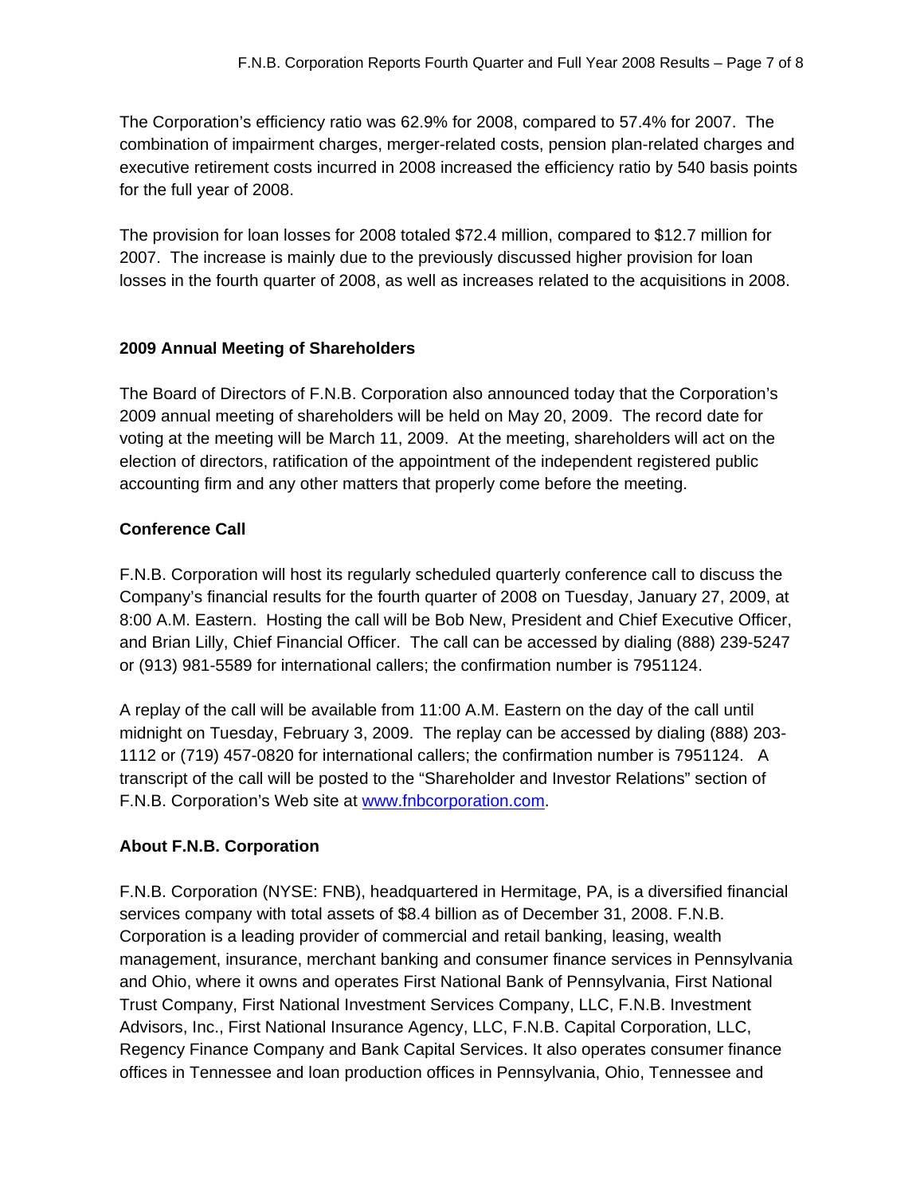The Corporation's efficiency ratio was 62.9% for 2008, compared to 57.4% for 2007. The combination of impairment charges, merger-related costs, pension plan-related charges and executive retirement costs incurred in 2008 increased the efficiency ratio by 540 basis points for the full year of 2008.

The provision for loan losses for 2008 totaled $72.4 million, compared to $12.7 million for 2007. The increase is mainly due to the previously discussed higher provision for loan losses in the fourth quarter of 2008, as well as increases related to the acquisitions in 2008.

**2009 Annual Meeting of Shareholders**

The Board of Directors of F.N.B. Corporation also announced today that the Corporation's 2009 annual meeting of shareholders will be held on May 20, 2009. The record date for voting at the meeting will be March 11, 2009. At the meeting, shareholders will act on the election of directors, ratification of the appointment of the independent registered public accounting firm and any other matters that properly come before the meeting.

**Conference Call**

F.N.B. Corporation will host its regularly scheduled quarterly conference call to discuss the Company's financial results for the fourth quarter of 2008 on Tuesday, January 27, 2009, at 8:00 A.M. Eastern. Hosting the call will be Bob New, President and Chief Executive Officer, and Brian Lilly, Chief Financial Officer. The call can be accessed by dialing (888) 239-5247 or (913) 981-5589 for international callers; the confirmation number is 7951124.

A replay of the call will be available from 11:00 A.M. Eastern on the day of the call until midnight on Tuesday, February 3, 2009. The replay can be accessed by dialing (888) 203-1112 or (719) 457-0820 for international callers; the confirmation number is 7951124. A transcript of the call will be posted to the "Shareholder and Investor Relations" section of F.N.B. Corporation's Web site at [www.fnbcorporation.com](http://www.fnbcorporation.com).

**About F.N.B. Corporation**

F.N.B. Corporation (NYSE: FNB), headquartered in Hermitage, PA, is a diversified financial services company with total assets of $8.4 billion as of December 31, 2008. F.N.B. Corporation is a leading provider of commercial and retail banking, leasing, wealth management, insurance, merchant banking and consumer finance services in Pennsylvania and Ohio, where it owns and operates First National Bank of Pennsylvania, First National Trust Company, First National Investment Services Company, LLC, F.N.B. Investment Advisors, Inc., First National Insurance Agency, LLC, F.N.B. Capital Corporation, LLC, Regency Finance Company and Bank Capital Services. It also operates consumer finance offices in Tennessee and loan production offices in Pennsylvania, Ohio, Tennessee and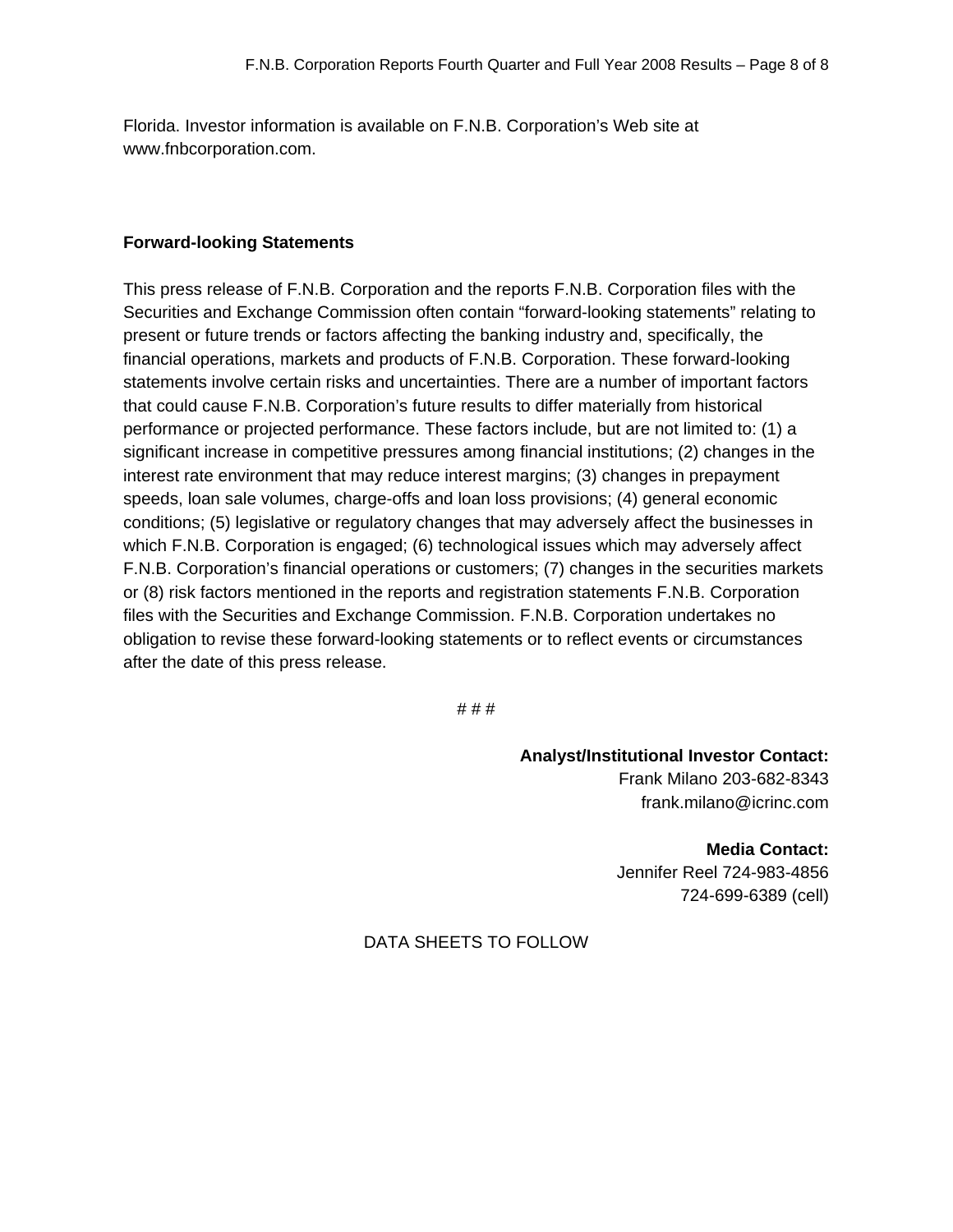Florida. Investor information is available on F.N.B. Corporation's Web site at www.fnbcorporation.com.

**Forward-looking Statements**

This press release of F.N.B. Corporation and the reports F.N.B. Corporation files with the Securities and Exchange Commission often contain "forward-looking statements" relating to present or future trends or factors affecting the banking industry and, specifically, the financial operations, markets and products of F.N.B. Corporation. These forward-looking statements involve certain risks and uncertainties. There are a number of important factors that could cause F.N.B. Corporation's future results to differ materially from historical performance or projected performance. These factors include, but are not limited to: (1) a significant increase in competitive pressures among financial institutions; (2) changes in the interest rate environment that may reduce interest margins; (3) changes in prepayment speeds, loan sale volumes, charge-offs and loan loss provisions; (4) general economic conditions; (5) legislative or regulatory changes that may adversely affect the businesses in which F.N.B. Corporation is engaged; (6) technological issues which may adversely affect F.N.B. Corporation's financial operations or customers; (7) changes in the securities markets or (8) risk factors mentioned in the reports and registration statements F.N.B. Corporation files with the Securities and Exchange Commission. F.N.B. Corporation undertakes no obligation to revise these forward-looking statements or to reflect events or circumstances after the date of this press release.

# # #

**Analyst/Institutional Investor Contact:**
Frank Milano 203-682-8343
frank.milano@icrinc.com

**Media Contact:**
Jennifer Reel 724-983-4856
724-699-6389 (cell)

DATA SHEETS TO FOLLOW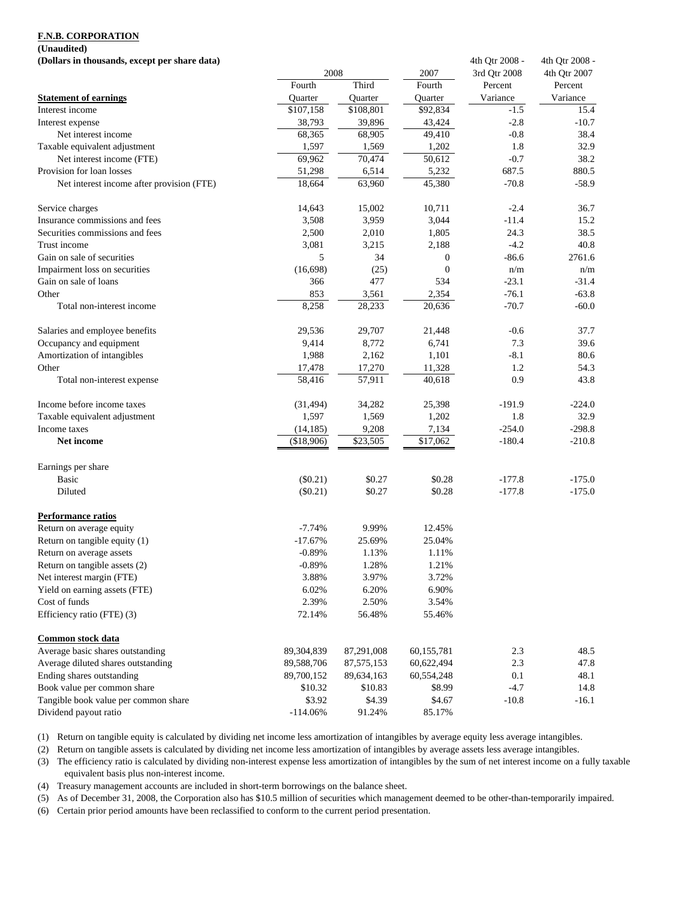**F.N.B. CORPORATION**

**(Unaudited)**

**(Dollars in thousands, except per share data)**

| | 2008 | | 2007 | 4th Qtr 2008 - 3rd Qtr 2008 | 4th Qtr 2008 - 4th Qtr 2007 |
|---|---|---|---|---|---|
| **Statement of earnings** | Fourth Quarter | Third Quarter | Fourth Quarter | Percent Variance | Percent Variance |
| Interest income | $107,158 | $108,801 | $92,834 | -1.5 | 15.4 |
| Interest expense | 38,793 | 39,896 | 43,424 | -2.8 | -10.7 |
| Net interest income | 68,365 | 68,905 | 49,410 | -0.8 | 38.4 |
| Taxable equivalent adjustment | 1,597 | 1,569 | 1,202 | 1.8 | 32.9 |
| Net interest income (FTE) | 69,962 | 70,474 | 50,612 | -0.7 | 38.2 |
| Provision for loan losses | 51,298 | 6,514 | 5,232 | 687.5 | 880.5 |
| Net interest income after provision (FTE) | 18,664 | 63,960 | 45,380 | -70.8 | -58.9 |
| | | | | | |
| Service charges | 14,643 | 15,002 | 10,711 | -2.4 | 36.7 |
| Insurance commissions and fees | 3,508 | 3,959 | 3,044 | -11.4 | 15.2 |
| Securities commissions and fees | 2,500 | 2,010 | 1,805 | 24.3 | 38.5 |
| Trust income | 3,081 | 3,215 | 2,188 | -4.2 | 40.8 |
| Gain on sale of securities | 5 | 34 | 0 | -86.6 | 2761.6 |
| Impairment loss on securities | (16,698) | (25) | 0 | n/m | n/m |
| Gain on sale of loans | 366 | 477 | 534 | -23.1 | -31.4 |
| Other | 853 | 3,561 | 2,354 | -76.1 | -63.8 |
| Total non-interest income | 8,258 | 28,233 | 20,636 | -70.7 | -60.0 |
| | | | | | |
| Salaries and employee benefits | 29,536 | 29,707 | 21,448 | -0.6 | 37.7 |
| Occupancy and equipment | 9,414 | 8,772 | 6,741 | 7.3 | 39.6 |
| Amortization of intangibles | 1,988 | 2,162 | 1,101 | -8.1 | 80.6 |
| Other | 17,478 | 17,270 | 11,328 | 1.2 | 54.3 |
| Total non-interest expense | 58,416 | 57,911 | 40,618 | 0.9 | 43.8 |
| | | | | | |
| Income before income taxes | (31,494) | 34,282 | 25,398 | -191.9 | -224.0 |
| Taxable equivalent adjustment | 1,597 | 1,569 | 1,202 | 1.8 | 32.9 |
| Income taxes | (14,185) | 9,208 | 7,134 | -254.0 | -298.8 |
| **Net income** | ($18,906) | $23,505 | $17,062 | -180.4 | -210.8 |
| | | | | | |
| Earnings per share | | | | | |
| Basic | ($0.21) | $0.27 | $0.28 | -177.8 | -175.0 |
| Diluted | ($0.21) | $0.27 | $0.28 | -177.8 | -175.0 |
| | | | | | |
| **Performance ratios** | | | | | |
| Return on average equity | -7.74% | 9.99% | 12.45% | | |
| Return on tangible equity (1) | -17.67% | 25.69% | 25.04% | | |
| Return on average assets | -0.89% | 1.13% | 1.11% | | |
| Return on tangible assets (2) | -0.89% | 1.28% | 1.21% | | |
| Net interest margin (FTE) | 3.88% | 3.97% | 3.72% | | |
| Yield on earning assets (FTE) | 6.02% | 6.20% | 6.90% | | |
| Cost of funds | 2.39% | 2.50% | 3.54% | | |
| Efficiency ratio (FTE) (3) | 72.14% | 56.48% | 55.46% | | |
| | | | | | |
| **Common stock data** | | | | | |
| Average basic shares outstanding | 89,304,839 | 87,291,008 | 60,155,781 | 2.3 | 48.5 |
| Average diluted shares outstanding | 89,588,706 | 87,575,153 | 60,622,494 | 2.3 | 47.8 |
| Ending shares outstanding | 89,700,152 | 89,634,163 | 60,554,248 | 0.1 | 48.1 |
| Book value per common share | $10.32 | $10.83 | $8.99 | -4.7 | 14.8 |
| Tangible book value per common share | $3.92 | $4.39 | $4.67 | -10.8 | -16.1 |
| Dividend payout ratio | -114.06% | 91.24% | 85.17% | | |

(1) Return on tangible equity is calculated by dividing net income less amortization of intangibles by average equity less average intangibles.

(2) Return on tangible assets is calculated by dividing net income less amortization of intangibles by average assets less average intangibles.

(3) The efficiency ratio is calculated by dividing non-interest expense less amortization of intangibles by the sum of net interest income on a fully taxable equivalent basis plus non-interest income.

(4) Treasury management accounts are included in short-term borrowings on the balance sheet.

(5) As of December 31, 2008, the Corporation also has $10.5 million of securities which management deemed to be other-than-temporarily impaired.

(6) Certain prior period amounts have been reclassified to conform to the current period presentation.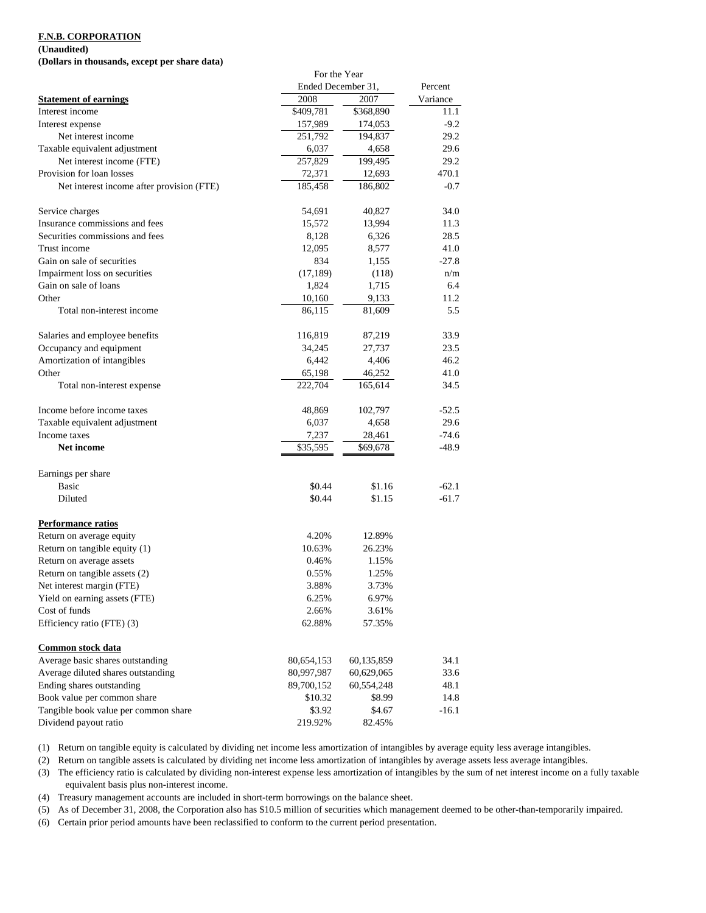**F.N.B. CORPORATION**

**(Unaudited)**

**(Dollars in thousands, except per share data)**

| | For the Year Ended December 31, | | Percent |
|---|---|---|---|
| **Statement of earnings** | 2008 | 2007 | Variance |
| Interest income | $409,781 | $368,890 | 11.1 |
| Interest expense | 157,989 | 174,053 | -9.2 |
| Net interest income | 251,792 | 194,837 | 29.2 |
| Taxable equivalent adjustment | 6,037 | 4,658 | 29.6 |
| Net interest income (FTE) | 257,829 | 199,495 | 29.2 |
| Provision for loan losses | 72,371 | 12,693 | 470.1 |
| Net interest income after provision (FTE) | 185,458 | 186,802 | -0.7 |
| | | | |
| Service charges | 54,691 | 40,827 | 34.0 |
| Insurance commissions and fees | 15,572 | 13,994 | 11.3 |
| Securities commissions and fees | 8,128 | 6,326 | 28.5 |
| Trust income | 12,095 | 8,577 | 41.0 |
| Gain on sale of securities | 834 | 1,155 | -27.8 |
| Impairment loss on securities | (17,189) | (118) | n/m |
| Gain on sale of loans | 1,824 | 1,715 | 6.4 |
| Other | 10,160 | 9,133 | 11.2 |
| Total non-interest income | 86,115 | 81,609 | 5.5 |
| | | | |
| Salaries and employee benefits | 116,819 | 87,219 | 33.9 |
| Occupancy and equipment | 34,245 | 27,737 | 23.5 |
| Amortization of intangibles | 6,442 | 4,406 | 46.2 |
| Other | 65,198 | 46,252 | 41.0 |
| Total non-interest expense | 222,704 | 165,614 | 34.5 |
| | | | |
| Income before income taxes | 48,869 | 102,797 | -52.5 |
| Taxable equivalent adjustment | 6,037 | 4,658 | 29.6 |
| Income taxes | 7,237 | 28,461 | -74.6 |
| **Net income** | $35,595 | $69,678 | -48.9 |
| | | | |
| Earnings per share | | | |
| Basic | $0.44 | $1.16 | -62.1 |
| Diluted | $0.44 | $1.15 | -61.7 |
| | | | |
| **Performance ratios** | | | |
| Return on average equity | 4.20% | 12.89% | |
| Return on tangible equity (1) | 10.63% | 26.23% | |
| Return on average assets | 0.46% | 1.15% | |
| Return on tangible assets (2) | 0.55% | 1.25% | |
| Net interest margin (FTE) | 3.88% | 3.73% | |
| Yield on earning assets (FTE) | 6.25% | 6.97% | |
| Cost of funds | 2.66% | 3.61% | |
| Efficiency ratio (FTE) (3) | 62.88% | 57.35% | |
| | | | |
| **Common stock data** | | | |
| Average basic shares outstanding | 80,654,153 | 60,135,859 | 34.1 |
| Average diluted shares outstanding | 80,997,987 | 60,629,065 | 33.6 |
| Ending shares outstanding | 89,700,152 | 60,554,248 | 48.1 |
| Book value per common share | $10.32 | $8.99 | 14.8 |
| Tangible book value per common share | $3.92 | $4.67 | -16.1 |
| Dividend payout ratio | 219.92% | 82.45% | |

(1) Return on tangible equity is calculated by dividing net income less amortization of intangibles by average equity less average intangibles.

(2) Return on tangible assets is calculated by dividing net income less amortization of intangibles by average assets less average intangibles.

(3) The efficiency ratio is calculated by dividing non-interest expense less amortization of intangibles by the sum of net interest income on a fully taxable equivalent basis plus non-interest income.

(4) Treasury management accounts are included in short-term borrowings on the balance sheet.

(5) As of December 31, 2008, the Corporation also has $10.5 million of securities which management deemed to be other-than-temporarily impaired.

(6) Certain prior period amounts have been reclassified to conform to the current period presentation.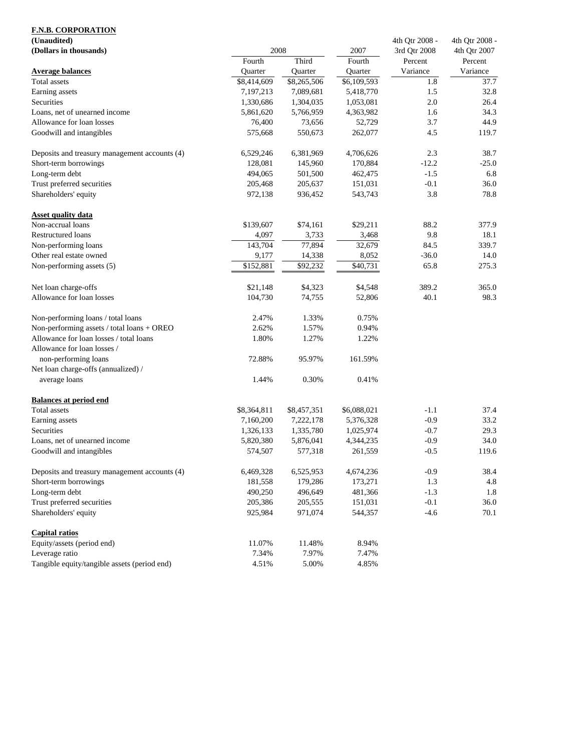**F.N.B. CORPORATION**
**(Unaudited)**
**(Dollars in thousands)**

| | 2008 | | 2007 | 4th Qtr 2008 - 3rd Qtr 2008 | 4th Qtr 2008 - 4th Qtr 2007 |
|---|---|---|---|---|---|
| **Average balances** | Fourth Quarter | Third Quarter | Fourth Quarter | Percent Variance | Percent Variance |
| Total assets | $8,414,609 | $8,265,506 | $6,109,593 | 1.8 | 37.7 |
| Earning assets | 7,197,213 | 7,089,681 | 5,418,770 | 1.5 | 32.8 |
| Securities | 1,330,686 | 1,304,035 | 1,053,081 | 2.0 | 26.4 |
| Loans, net of unearned income | 5,861,620 | 5,766,959 | 4,363,982 | 1.6 | 34.3 |
| Allowance for loan losses | 76,400 | 73,656 | 52,729 | 3.7 | 44.9 |
| Goodwill and intangibles | 575,668 | 550,673 | 262,077 | 4.5 | 119.7 |
| | | | | | |
| Deposits and treasury management accounts (4) | 6,529,246 | 6,381,969 | 4,706,626 | 2.3 | 38.7 |
| Short-term borrowings | 128,081 | 145,960 | 170,884 | -12.2 | -25.0 |
| Long-term debt | 494,065 | 501,500 | 462,475 | -1.5 | 6.8 |
| Trust preferred securities | 205,468 | 205,637 | 151,031 | -0.1 | 36.0 |
| Shareholders' equity | 972,138 | 936,452 | 543,743 | 3.8 | 78.8 |
| | | | | | |
| **Asset quality data** | | | | | |
| Non-accrual loans | $139,607 | $74,161 | $29,211 | 88.2 | 377.9 |
| Restructured loans | 4,097 | 3,733 | 3,468 | 9.8 | 18.1 |
| Non-performing loans | 143,704 | 77,894 | 32,679 | 84.5 | 339.7 |
| Other real estate owned | 9,177 | 14,338 | 8,052 | -36.0 | 14.0 |
| Non-performing assets (5) | $152,881 | $92,232 | $40,731 | 65.8 | 275.3 |
| | | | | | |
| Net loan charge-offs | $21,148 | $4,323 | $4,548 | 389.2 | 365.0 |
| Allowance for loan losses | 104,730 | 74,755 | 52,806 | 40.1 | 98.3 |
| | | | | | |
| Non-performing loans / total loans | 2.47% | 1.33% | 0.75% | | |
| Non-performing assets / total loans + OREO | 2.62% | 1.57% | 0.94% | | |
| Allowance for loan losses / total loans | 1.80% | 1.27% | 1.22% | | |
| Allowance for loan losses / non-performing loans | 72.88% | 95.97% | 161.59% | | |
| Net loan charge-offs (annualized) / average loans | 1.44% | 0.30% | 0.41% | | |
| | | | | | |
| **Balances at period end** | | | | | |
| Total assets | $8,364,811 | $8,457,351 | $6,088,021 | -1.1 | 37.4 |
| Earning assets | 7,160,200 | 7,222,178 | 5,376,328 | -0.9 | 33.2 |
| Securities | 1,326,133 | 1,335,780 | 1,025,974 | -0.7 | 29.3 |
| Loans, net of unearned income | 5,820,380 | 5,876,041 | 4,344,235 | -0.9 | 34.0 |
| Goodwill and intangibles | 574,507 | 577,318 | 261,559 | -0.5 | 119.6 |
| | | | | | |
| Deposits and treasury management accounts (4) | 6,469,328 | 6,525,953 | 4,674,236 | -0.9 | 38.4 |
| Short-term borrowings | 181,558 | 179,286 | 173,271 | 1.3 | 4.8 |
| Long-term debt | 490,250 | 496,649 | 481,366 | -1.3 | 1.8 |
| Trust preferred securities | 205,386 | 205,555 | 151,031 | -0.1 | 36.0 |
| Shareholders' equity | 925,984 | 971,074 | 544,357 | -4.6 | 70.1 |
| | | | | | |
| **Capital ratios** | | | | | |
| Equity/assets (period end) | 11.07% | 11.48% | 8.94% | | |
| Leverage ratio | 7.34% | 7.97% | 7.47% | | |
| Tangible equity/tangible assets (period end) | 4.51% | 5.00% | 4.85% | | |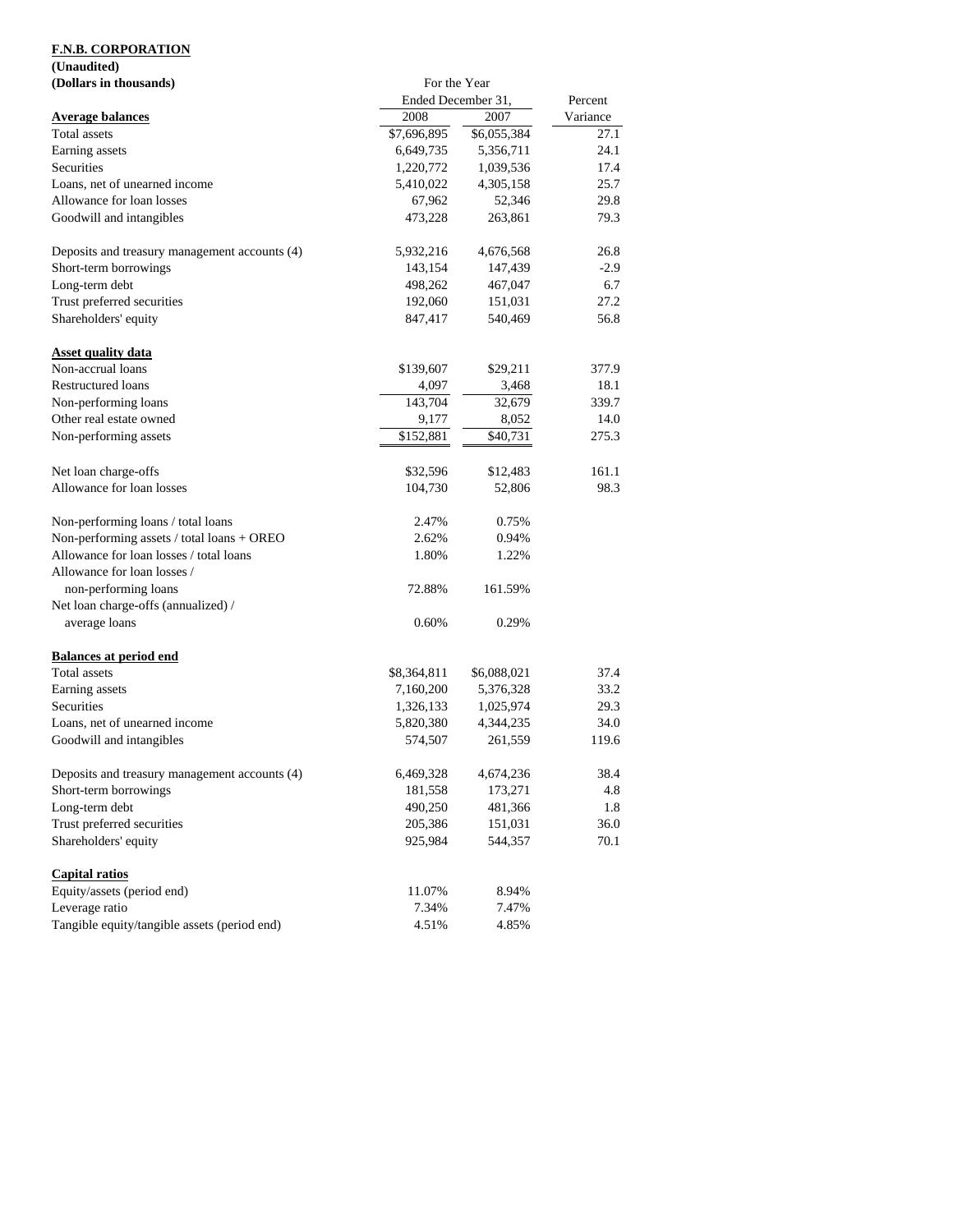**F.N.B. CORPORATION**
**(Unaudited)**
**(Dollars in thousands)**

| | For the Year Ended December 31, | | Percent |
|---|---|---|---|
| **Average balances** | 2008 | 2007 | Variance |
| Total assets | $7,696,895 | $6,055,384 | 27.1 |
| Earning assets | 6,649,735 | 5,356,711 | 24.1 |
| Securities | 1,220,772 | 1,039,536 | 17.4 |
| Loans, net of unearned income | 5,410,022 | 4,305,158 | 25.7 |
| Allowance for loan losses | 67,962 | 52,346 | 29.8 |
| Goodwill and intangibles | 473,228 | 263,861 | 79.3 |
| | | | |
| Deposits and treasury management accounts (4) | 5,932,216 | 4,676,568 | 26.8 |
| Short-term borrowings | 143,154 | 147,439 | -2.9 |
| Long-term debt | 498,262 | 467,047 | 6.7 |
| Trust preferred securities | 192,060 | 151,031 | 27.2 |
| Shareholders' equity | 847,417 | 540,469 | 56.8 |
| | | | |
| **Asset quality data** | | | |
| Non-accrual loans | $139,607 | $29,211 | 377.9 |
| Restructured loans | 4,097 | 3,468 | 18.1 |
| Non-performing loans | 143,704 | 32,679 | 339.7 |
| Other real estate owned | 9,177 | 8,052 | 14.0 |
| Non-performing assets | $152,881 | $40,731 | 275.3 |
| | | | |
| Net loan charge-offs | $32,596 | $12,483 | 161.1 |
| Allowance for loan losses | 104,730 | 52,806 | 98.3 |
| | | | |
| Non-performing loans / total loans | 2.47% | 0.75% | |
| Non-performing assets / total loans + OREO | 2.62% | 0.94% | |
| Allowance for loan losses / total loans | 1.80% | 1.22% | |
| Allowance for loan losses / non-performing loans | 72.88% | 161.59% | |
| Net loan charge-offs (annualized) / average loans | 0.60% | 0.29% | |
| | | | |
| **Balances at period end** | | | |
| Total assets | $8,364,811 | $6,088,021 | 37.4 |
| Earning assets | 7,160,200 | 5,376,328 | 33.2 |
| Securities | 1,326,133 | 1,025,974 | 29.3 |
| Loans, net of unearned income | 5,820,380 | 4,344,235 | 34.0 |
| Goodwill and intangibles | 574,507 | 261,559 | 119.6 |
| | | | |
| Deposits and treasury management accounts (4) | 6,469,328 | 4,674,236 | 38.4 |
| Short-term borrowings | 181,558 | 173,271 | 4.8 |
| Long-term debt | 490,250 | 481,366 | 1.8 |
| Trust preferred securities | 205,386 | 151,031 | 36.0 |
| Shareholders' equity | 925,984 | 544,357 | 70.1 |
| | | | |
| **Capital ratios** | | | |
| Equity/assets (period end) | 11.07% | 8.94% | |
| Leverage ratio | 7.34% | 7.47% | |
| Tangible equity/tangible assets (period end) | 4.51% | 4.85% | |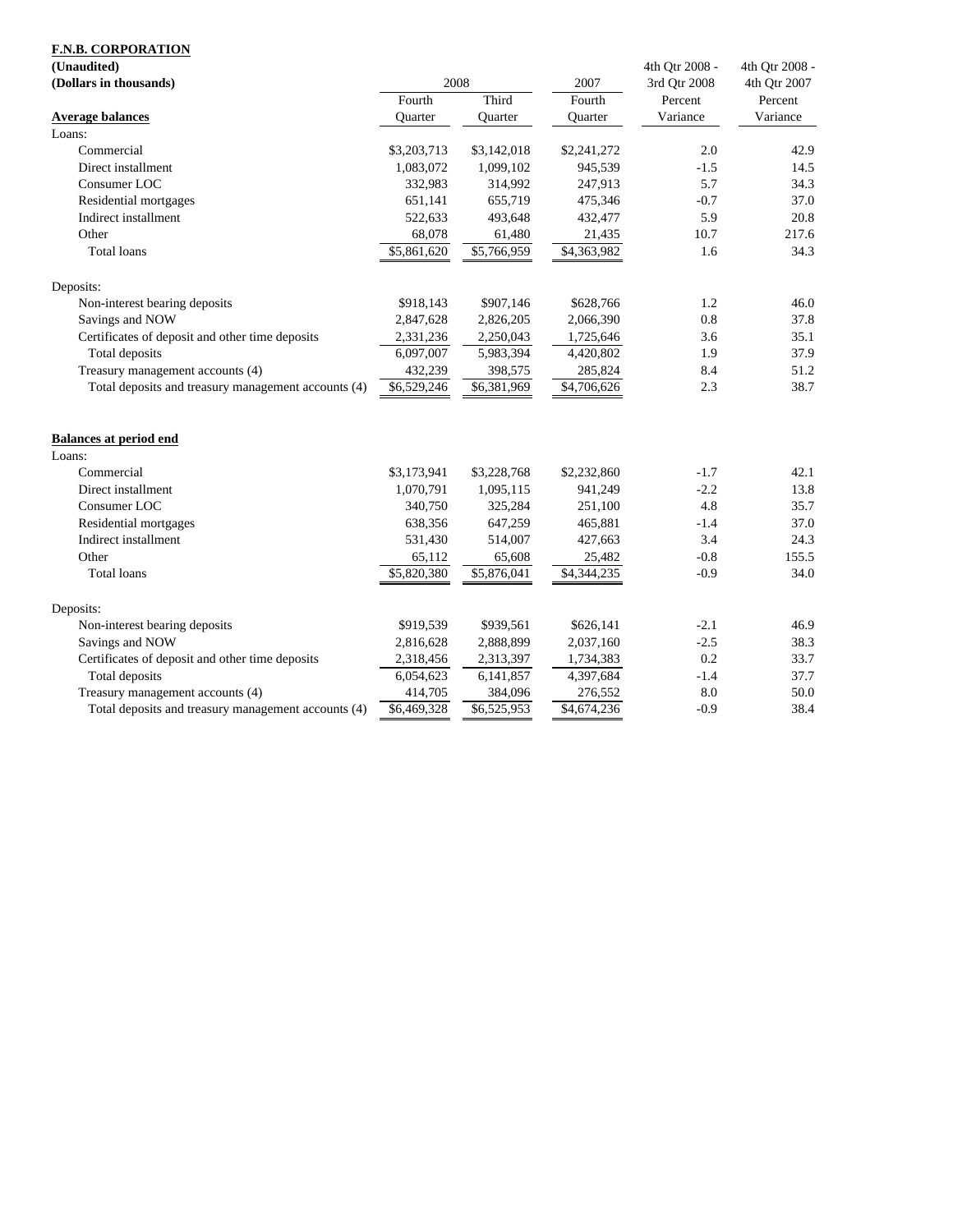**F.N.B. CORPORATION**

**(Unaudited)**

**(Dollars in thousands)**

| | 2008 Fourth Quarter | 2008 Third Quarter | 2007 Fourth Quarter | 4th Qtr 2008 - 3rd Qtr 2008 Percent Variance | 4th Qtr 2008 - 4th Qtr 2007 Percent Variance |
|---|---|---|---|---|---|
| **Average balances** | | | | | |
| Loans: | | | | | |
| Commercial | $3,203,713 | $3,142,018 | $2,241,272 | 2.0 | 42.9 |
| Direct installment | 1,083,072 | 1,099,102 | 945,539 | -1.5 | 14.5 |
| Consumer LOC | 332,983 | 314,992 | 247,913 | 5.7 | 34.3 |
| Residential mortgages | 651,141 | 655,719 | 475,346 | -0.7 | 37.0 |
| Indirect installment | 522,633 | 493,648 | 432,477 | 5.9 | 20.8 |
| Other | 68,078 | 61,480 | 21,435 | 10.7 | 217.6 |
| Total loans | $5,861,620 | $5,766,959 | $4,363,982 | 1.6 | 34.3 |
| Deposits: | | | | | |
| Non-interest bearing deposits | $918,143 | $907,146 | $628,766 | 1.2 | 46.0 |
| Savings and NOW | 2,847,628 | 2,826,205 | 2,066,390 | 0.8 | 37.8 |
| Certificates of deposit and other time deposits | 2,331,236 | 2,250,043 | 1,725,646 | 3.6 | 35.1 |
| Total deposits | 6,097,007 | 5,983,394 | 4,420,802 | 1.9 | 37.9 |
| Treasury management accounts (4) | 432,239 | 398,575 | 285,824 | 8.4 | 51.2 |
| Total deposits and treasury management accounts (4) | $6,529,246 | $6,381,969 | $4,706,626 | 2.3 | 38.7 |
| **Balances at period end** | | | | | |
| Loans: | | | | | |
| Commercial | $3,173,941 | $3,228,768 | $2,232,860 | -1.7 | 42.1 |
| Direct installment | 1,070,791 | 1,095,115 | 941,249 | -2.2 | 13.8 |
| Consumer LOC | 340,750 | 325,284 | 251,100 | 4.8 | 35.7 |
| Residential mortgages | 638,356 | 647,259 | 465,881 | -1.4 | 37.0 |
| Indirect installment | 531,430 | 514,007 | 427,663 | 3.4 | 24.3 |
| Other | 65,112 | 65,608 | 25,482 | -0.8 | 155.5 |
| Total loans | $5,820,380 | $5,876,041 | $4,344,235 | -0.9 | 34.0 |
| Deposits: | | | | | |
| Non-interest bearing deposits | $919,539 | $939,561 | $626,141 | -2.1 | 46.9 |
| Savings and NOW | 2,816,628 | 2,888,899 | 2,037,160 | -2.5 | 38.3 |
| Certificates of deposit and other time deposits | 2,318,456 | 2,313,397 | 1,734,383 | 0.2 | 33.7 |
| Total deposits | 6,054,623 | 6,141,857 | 4,397,684 | -1.4 | 37.7 |
| Treasury management accounts (4) | 414,705 | 384,096 | 276,552 | 8.0 | 50.0 |
| Total deposits and treasury management accounts (4) | $6,469,328 | $6,525,953 | $4,674,236 | -0.9 | 38.4 |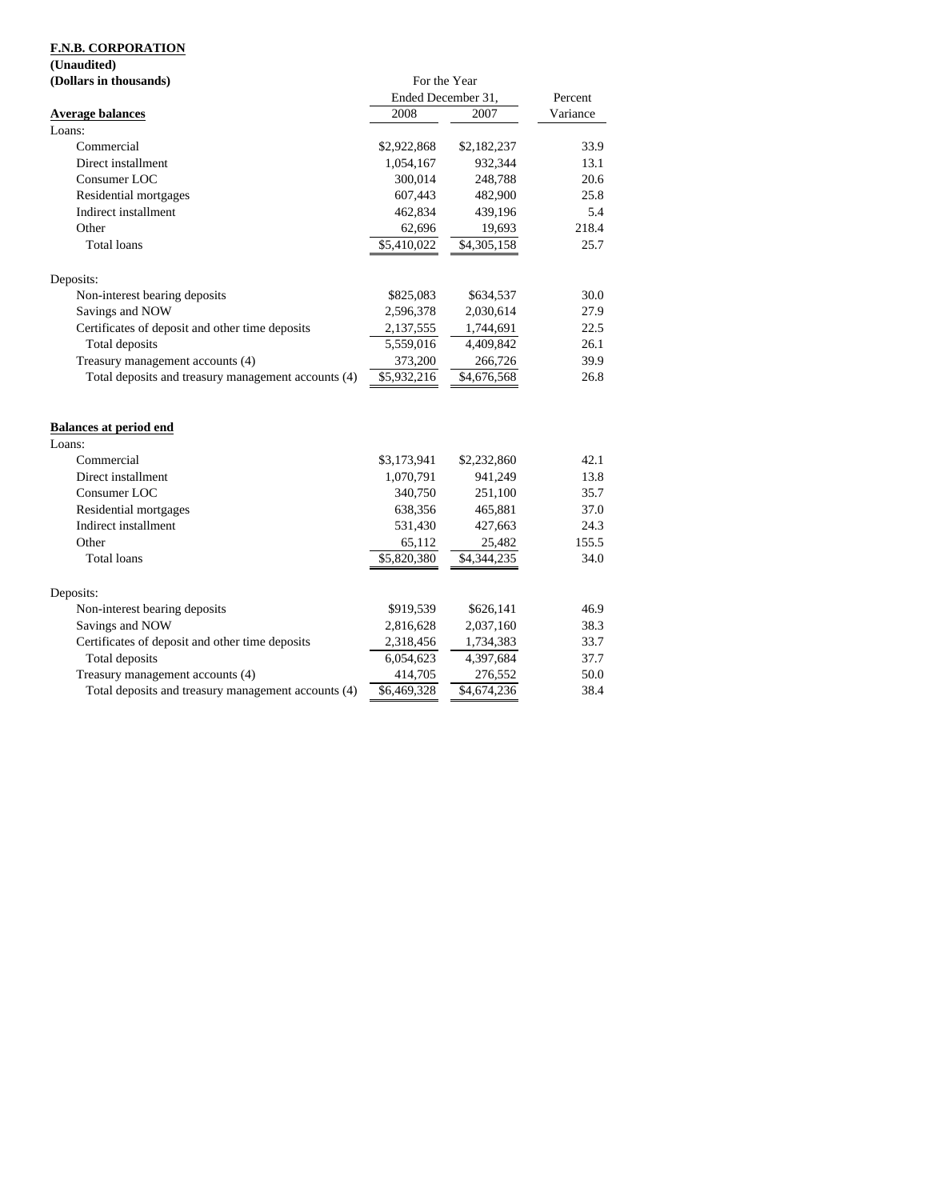**F.N.B. CORPORATION**

**(Unaudited)**

**(Dollars in thousands)**

| | For the Year Ended December 31, | | Percent |
|---|---|---|---|
| **Average balances** | 2008 | 2007 | Variance |
| Loans: | | | |
| Commercial | $2,922,868 | $2,182,237 | 33.9 |
| Direct installment | 1,054,167 | 932,344 | 13.1 |
| Consumer LOC | 300,014 | 248,788 | 20.6 |
| Residential mortgages | 607,443 | 482,900 | 25.8 |
| Indirect installment | 462,834 | 439,196 | 5.4 |
| Other | 62,696 | 19,693 | 218.4 |
| Total loans | $5,410,022 | $4,305,158 | 25.7 |
| | | | |
| Deposits: | | | |
| Non-interest bearing deposits | $825,083 | $634,537 | 30.0 |
| Savings and NOW | 2,596,378 | 2,030,614 | 27.9 |
| Certificates of deposit and other time deposits | 2,137,555 | 1,744,691 | 22.5 |
| Total deposits | 5,559,016 | 4,409,842 | 26.1 |
| Treasury management accounts (4) | 373,200 | 266,726 | 39.9 |
| Total deposits and treasury management accounts (4) | $5,932,216 | $4,676,568 | 26.8 |
| | | | |
| **Balances at period end** | | | |
| Loans: | | | |
| Commercial | $3,173,941 | $2,232,860 | 42.1 |
| Direct installment | 1,070,791 | 941,249 | 13.8 |
| Consumer LOC | 340,750 | 251,100 | 35.7 |
| Residential mortgages | 638,356 | 465,881 | 37.0 |
| Indirect installment | 531,430 | 427,663 | 24.3 |
| Other | 65,112 | 25,482 | 155.5 |
| Total loans | $5,820,380 | $4,344,235 | 34.0 |
| | | | |
| Deposits: | | | |
| Non-interest bearing deposits | $919,539 | $626,141 | 46.9 |
| Savings and NOW | 2,816,628 | 2,037,160 | 38.3 |
| Certificates of deposit and other time deposits | 2,318,456 | 1,734,383 | 33.7 |
| Total deposits | 6,054,623 | 4,397,684 | 37.7 |
| Treasury management accounts (4) | 414,705 | 276,552 | 50.0 |
| Total deposits and treasury management accounts (4) | $6,469,328 | $4,674,236 | 38.4 |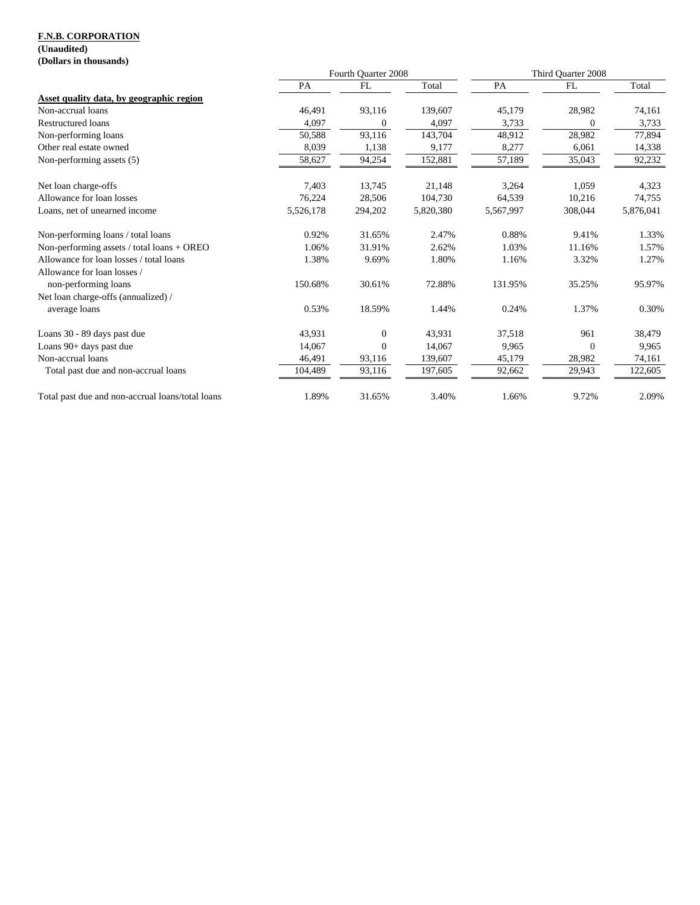**F.N.B. CORPORATION**
**(Unaudited)**
**(Dollars in thousands)**

| | Fourth Quarter 2008 | | | Third Quarter 2008 | | |
|---|---|---|---|---|---|---|
| | PA | FL | Total | PA | FL | Total |
| **Asset quality data, by geographic region** | | | | | | |
| Non-accrual loans | 46,491 | 93,116 | 139,607 | 45,179 | 28,982 | 74,161 |
| Restructured loans | 4,097 | 0 | 4,097 | 3,733 | 0 | 3,733 |
| Non-performing loans | 50,588 | 93,116 | 143,704 | 48,912 | 28,982 | 77,894 |
| Other real estate owned | 8,039 | 1,138 | 9,177 | 8,277 | 6,061 | 14,338 |
| Non-performing assets (5) | 58,627 | 94,254 | 152,881 | 57,189 | 35,043 | 92,232 |
| Net loan charge-offs | 7,403 | 13,745 | 21,148 | 3,264 | 1,059 | 4,323 |
| Allowance for loan losses | 76,224 | 28,506 | 104,730 | 64,539 | 10,216 | 74,755 |
| Loans, net of unearned income | 5,526,178 | 294,202 | 5,820,380 | 5,567,997 | 308,044 | 5,876,041 |
| Non-performing loans / total loans | 0.92% | 31.65% | 2.47% | 0.88% | 9.41% | 1.33% |
| Non-performing assets / total loans + OREO | 1.06% | 31.91% | 2.62% | 1.03% | 11.16% | 1.57% |
| Allowance for loan losses / total loans | 1.38% | 9.69% | 1.80% | 1.16% | 3.32% | 1.27% |
| Allowance for loan losses / non-performing loans | 150.68% | 30.61% | 72.88% | 131.95% | 35.25% | 95.97% |
| Net loan charge-offs (annualized) / average loans | 0.53% | 18.59% | 1.44% | 0.24% | 1.37% | 0.30% |
| Loans 30 - 89 days past due | 43,931 | 0 | 43,931 | 37,518 | 961 | 38,479 |
| Loans 90+ days past due | 14,067 | 0 | 14,067 | 9,965 | 0 | 9,965 |
| Non-accrual loans | 46,491 | 93,116 | 139,607 | 45,179 | 28,982 | 74,161 |
| Total past due and non-accrual loans | 104,489 | 93,116 | 197,605 | 92,662 | 29,943 | 122,605 |
| Total past due and non-accrual loans/total loans | 1.89% | 31.65% | 3.40% | 1.66% | 9.72% | 2.09% |